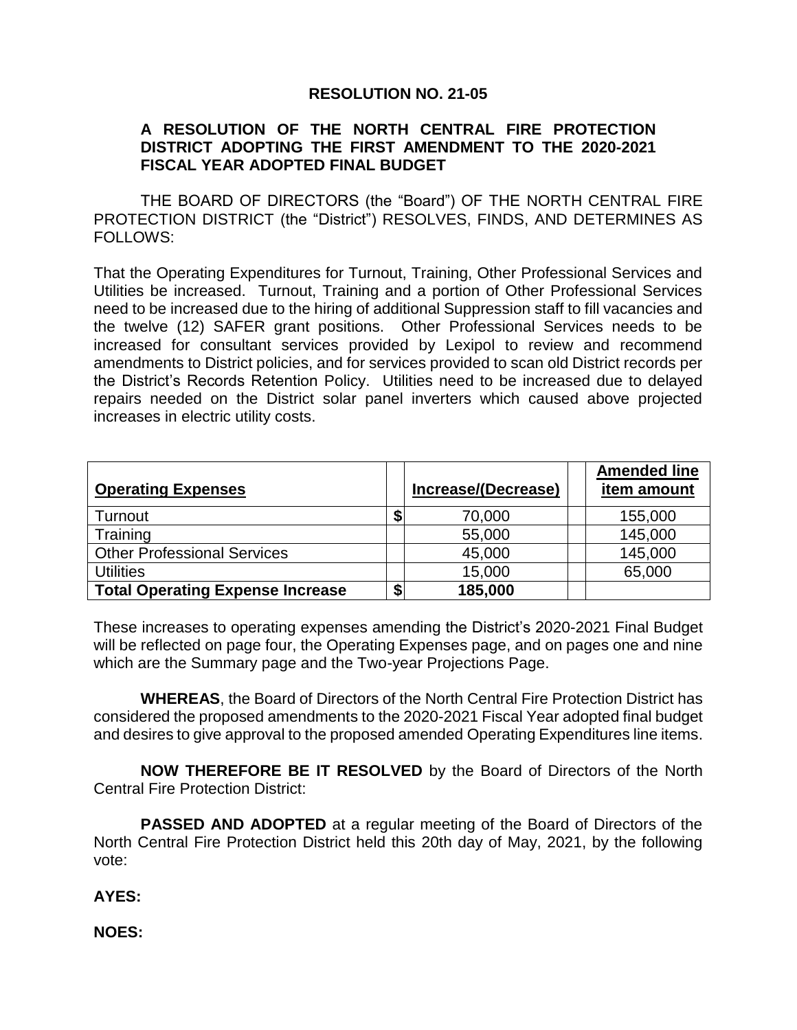# RESOLUTION NO. 21-05

## A RESOLUTION OF THE NORTH CENTRAL FIRE PROTECTION DISTRICT ADOPTING THE FIRST AMENDMENT TO THE 2020-2021 FISCAL YEAR ADOPTED FINAL BUDGET

THE BOARD OF DIRECTORS (the "Board") OF THE NORTH CENTRAL FIRE PROTECTION DISTRICT (the "District") RESOLVES, FINDS, AND DETERMINES AS FOLLOWS:

That the Operating Expenditures for Turnout, Training, Other Professional Services and Utilities be increased. Turnout, Training and a portion of Other Professional Services need to be increased due to the hiring of additional Suppression staff to fill vacancies and the twelve (12) SAFER grant positions. Other Professional Services needs to be increased for consultant services provided by Lexipol to review and recommend amendments to District policies, and for services provided to scan old District records per the District's Records Retention Policy. Utilities need to be increased due to delayed repairs needed on the District solar panel inverters which caused above projected increases in electric utility costs.

| **Operating Expenses** | | **Increase/(Decrease)** | | **Amended line item amount** |
|---|---|---|---|---|
| Turnout | $ | 70,000 | | 155,000 |
| Training | | 55,000 | | 145,000 |
| Other Professional Services | | 45,000 | | 145,000 |
| Utilities | | 15,000 | | 65,000 |
| **Total Operating Expense Increase** | **$** | **185,000** | | |

These increases to operating expenses amending the District's 2020-2021 Final Budget will be reflected on page four, the Operating Expenses page, and on pages one and nine which are the Summary page and the Two-year Projections Page.

**WHEREAS**, the Board of Directors of the North Central Fire Protection District has considered the proposed amendments to the 2020-2021 Fiscal Year adopted final budget and desires to give approval to the proposed amended Operating Expenditures line items.

**NOW THEREFORE BE IT RESOLVED** by the Board of Directors of the North Central Fire Protection District:

**PASSED AND ADOPTED** at a regular meeting of the Board of Directors of the North Central Fire Protection District held this 20th day of May, 2021, by the following vote:

**AYES:**

**NOES:**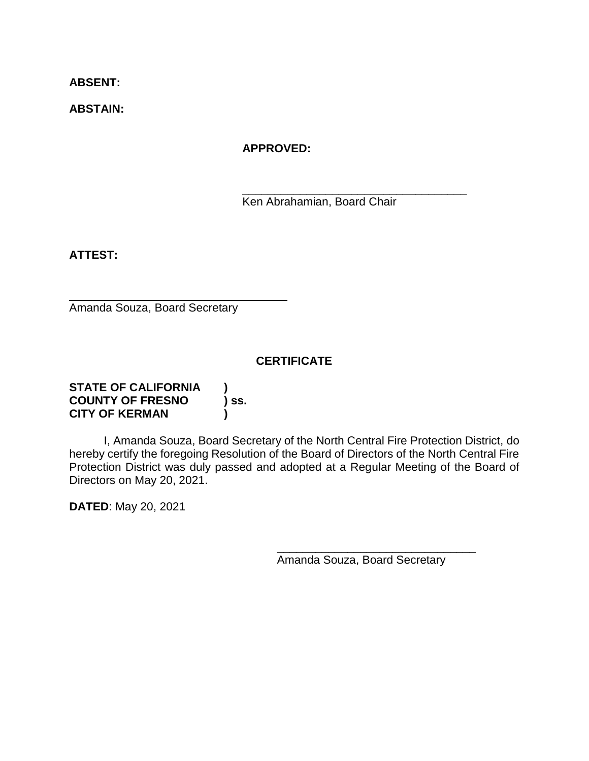**ABSENT:**

**ABSTAIN:**

**APPROVED:**

\_\_\_\_\_\_\_\_\_\_\_\_\_\_\_\_\_\_\_\_\_\_\_\_\_\_\_\_\_\_\_\_\_\_\_
Ken Abrahamian, Board Chair

**ATTEST:**

\_\_\_\_\_\_\_\_\_\_\_\_\_\_\_\_\_\_\_\_\_\_\_\_\_\_\_\_\_\_\_\_\_\_\_
Amanda Souza, Board Secretary

**CERTIFICATE**

**STATE OF CALIFORNIA )**
**COUNTY OF FRESNO ) ss.**
**CITY OF KERMAN )**

I, Amanda Souza, Board Secretary of the North Central Fire Protection District, do hereby certify the foregoing Resolution of the Board of Directors of the North Central Fire Protection District was duly passed and adopted at a Regular Meeting of the Board of Directors on May 20, 2021.

**DATED**: May 20, 2021

\_\_\_\_\_\_\_\_\_\_\_\_\_\_\_\_\_\_\_\_\_\_\_\_\_\_\_\_\_\_\_\_\_\_\_
Amanda Souza, Board Secretary